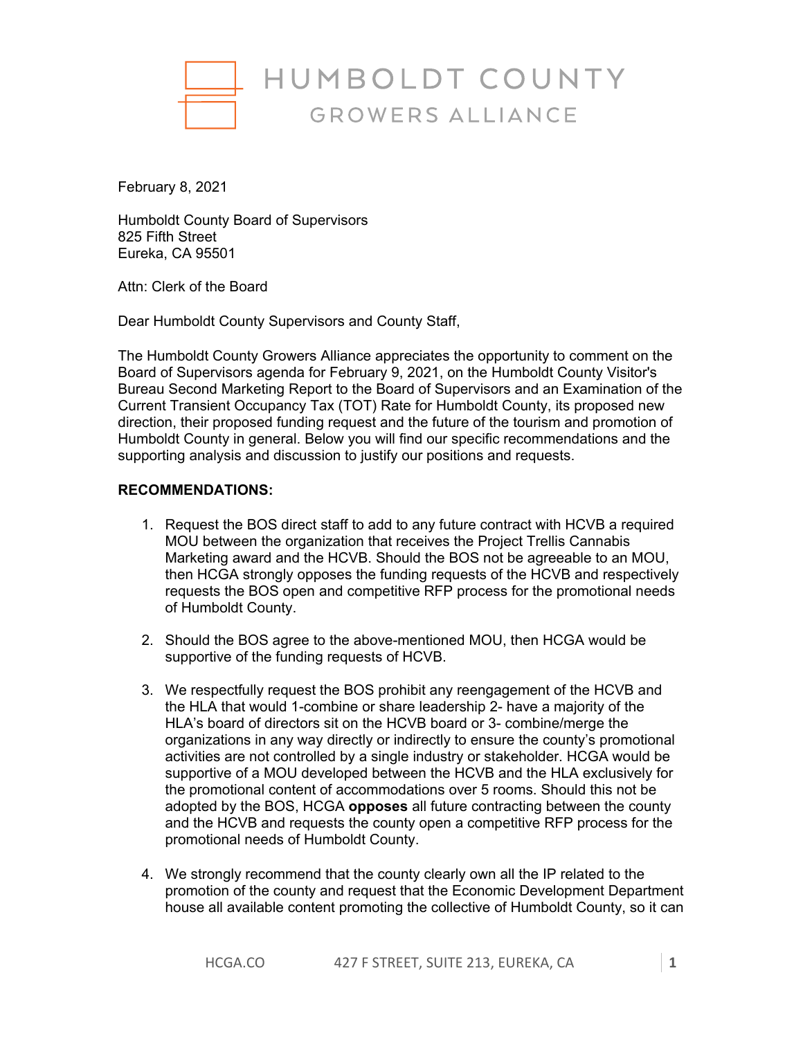# HUMBOLDT COUNTY
## GROWERS ALLIANCE

February 8, 2021

Humboldt County Board of Supervisors
825 Fifth Street
Eureka, CA 95501

Attn: Clerk of the Board

Dear Humboldt County Supervisors and County Staff,

The Humboldt County Growers Alliance appreciates the opportunity to comment on the Board of Supervisors agenda for February 9, 2021, on the Humboldt County Visitor's Bureau Second Marketing Report to the Board of Supervisors and an Examination of the Current Transient Occupancy Tax (TOT) Rate for Humboldt County, its proposed new direction, their proposed funding request and the future of the tourism and promotion of Humboldt County in general. Below you will find our specific recommendations and the supporting analysis and discussion to justify our positions and requests.

**RECOMMENDATIONS:**

1. Request the BOS direct staff to add to any future contract with HCVB a required MOU between the organization that receives the Project Trellis Cannabis Marketing award and the HCVB. Should the BOS not be agreeable to an MOU, then HCGA strongly opposes the funding requests of the HCVB and respectively requests the BOS open and competitive RFP process for the promotional needs of Humboldt County.

2. Should the BOS agree to the above-mentioned MOU, then HCGA would be supportive of the funding requests of HCVB.

3. We respectfully request the BOS prohibit any reengagement of the HCVB and the HLA that would 1-combine or share leadership 2- have a majority of the HLA's board of directors sit on the HCVB board or 3- combine/merge the organizations in any way directly or indirectly to ensure the county's promotional activities are not controlled by a single industry or stakeholder. HCGA would be supportive of a MOU developed between the HCVB and the HLA exclusively for the promotional content of accommodations over 5 rooms. Should this not be adopted by the BOS, HCGA **opposes** all future contracting between the county and the HCVB and requests the county open a competitive RFP process for the promotional needs of Humboldt County.

4. We strongly recommend that the county clearly own all the IP related to the promotion of the county and request that the Economic Development Department house all available content promoting the collective of Humboldt County, so it can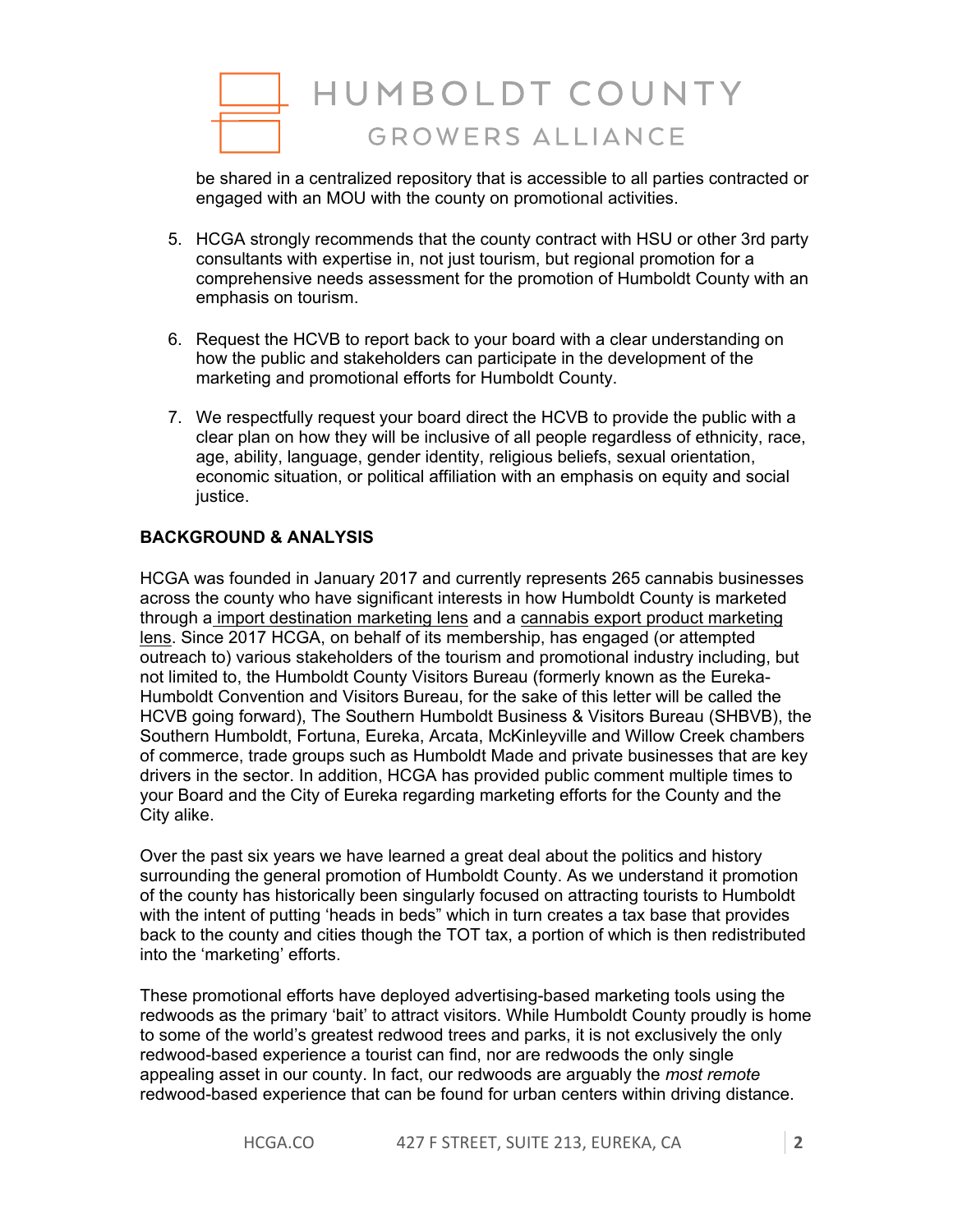be shared in a centralized repository that is accessible to all parties contracted or engaged with an MOU with the county on promotional activities.

5. HCGA strongly recommends that the county contract with HSU or other 3rd party consultants with expertise in, not just tourism, but regional promotion for a comprehensive needs assessment for the promotion of Humboldt County with an emphasis on tourism.

6. Request the HCVB to report back to your board with a clear understanding on how the public and stakeholders can participate in the development of the marketing and promotional efforts for Humboldt County.

7. We respectfully request your board direct the HCVB to provide the public with a clear plan on how they will be inclusive of all people regardless of ethnicity, race, age, ability, language, gender identity, religious beliefs, sexual orientation, economic situation, or political affiliation with an emphasis on equity and social justice.

**BACKGROUND & ANALYSIS**

HCGA was founded in January 2017 and currently represents 265 cannabis businesses across the county who have significant interests in how Humboldt County is marketed through a import destination marketing lens and a cannabis export product marketing lens. Since 2017 HCGA, on behalf of its membership, has engaged (or attempted outreach to) various stakeholders of the tourism and promotional industry including, but not limited to, the Humboldt County Visitors Bureau (formerly known as the Eureka-Humboldt Convention and Visitors Bureau, for the sake of this letter will be called the HCVB going forward), The Southern Humboldt Business & Visitors Bureau (SHBVB), the Southern Humboldt, Fortuna, Eureka, Arcata, McKinleyville and Willow Creek chambers of commerce, trade groups such as Humboldt Made and private businesses that are key drivers in the sector. In addition, HCGA has provided public comment multiple times to your Board and the City of Eureka regarding marketing efforts for the County and the City alike.

Over the past six years we have learned a great deal about the politics and history surrounding the general promotion of Humboldt County. As we understand it promotion of the county has historically been singularly focused on attracting tourists to Humboldt with the intent of putting 'heads in beds" which in turn creates a tax base that provides back to the county and cities though the TOT tax, a portion of which is then redistributed into the 'marketing' efforts.

These promotional efforts have deployed advertising-based marketing tools using the redwoods as the primary 'bait' to attract visitors. While Humboldt County proudly is home to some of the world's greatest redwood trees and parks, it is not exclusively the only redwood-based experience a tourist can find, nor are redwoods the only single appealing asset in our county. In fact, our redwoods are arguably the *most remote* redwood-based experience that can be found for urban centers within driving distance.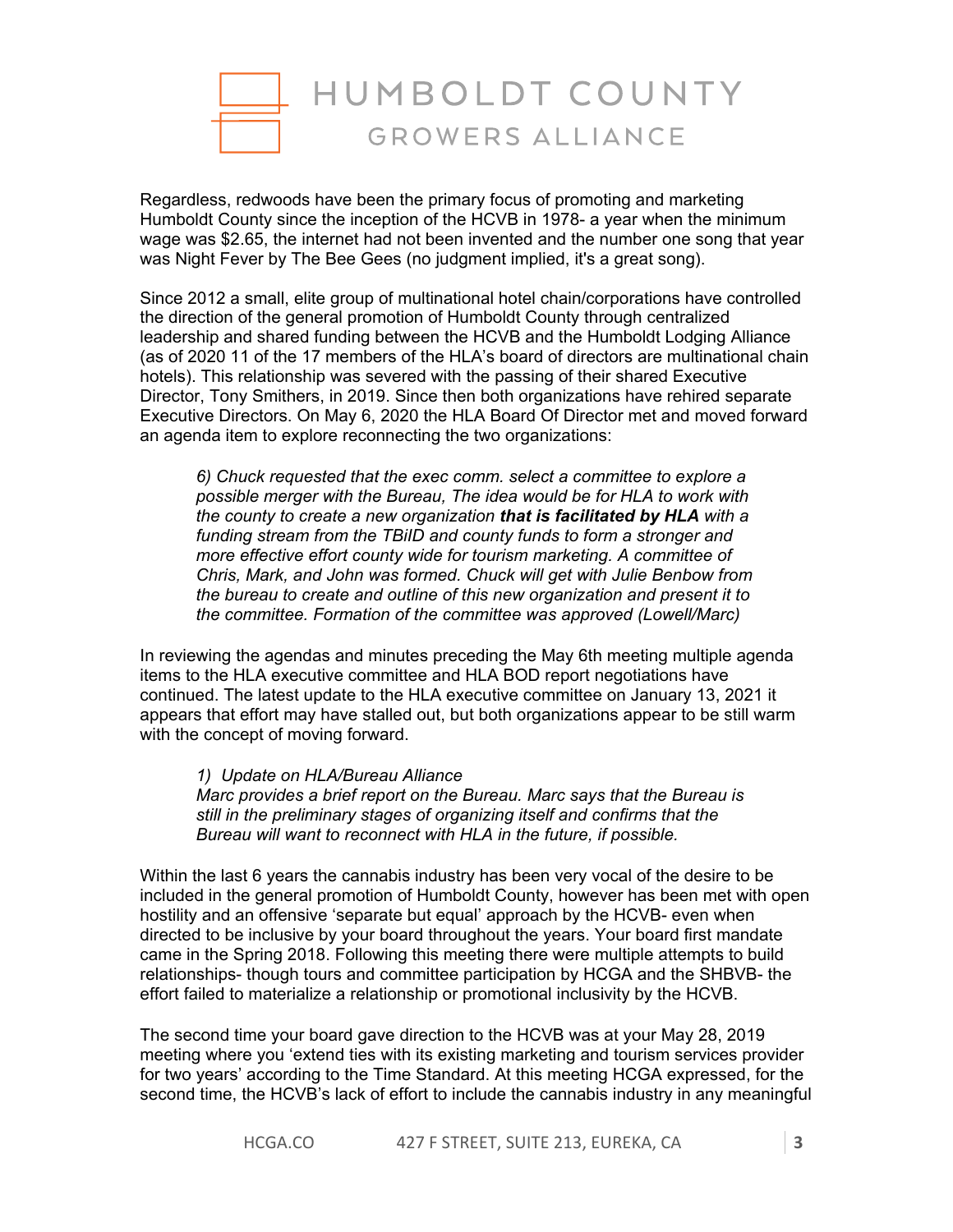Regardless, redwoods have been the primary focus of promoting and marketing Humboldt County since the inception of the HCVB in 1978- a year when the minimum wage was $2.65, the internet had not been invented and the number one song that year was Night Fever by The Bee Gees (no judgment implied, it's a great song).

Since 2012 a small, elite group of multinational hotel chain/corporations have controlled the direction of the general promotion of Humboldt County through centralized leadership and shared funding between the HCVB and the Humboldt Lodging Alliance (as of 2020 11 of the 17 members of the HLA's board of directors are multinational chain hotels). This relationship was severed with the passing of their shared Executive Director, Tony Smithers, in 2019. Since then both organizations have rehired separate Executive Directors. On May 6, 2020 the HLA Board Of Director met and moved forward an agenda item to explore reconnecting the two organizations:

> *6) Chuck requested that the exec comm. select a committee to explore a possible merger with the Bureau, The idea would be for HLA to work with the county to create a new organization **that is facilitated by HLA** with a funding stream from the TBiID and county funds to form a stronger and more effective effort county wide for tourism marketing. A committee of Chris, Mark, and John was formed. Chuck will get with Julie Benbow from the bureau to create and outline of this new organization and present it to the committee. Formation of the committee was approved (Lowell/Marc)*

In reviewing the agendas and minutes preceding the May 6th meeting multiple agenda items to the HLA executive committee and HLA BOD report negotiations have continued. The latest update to the HLA executive committee on January 13, 2021 it appears that effort may have stalled out, but both organizations appear to be still warm with the concept of moving forward.

> *1) Update on HLA/Bureau Alliance*
> *Marc provides a brief report on the Bureau. Marc says that the Bureau is still in the preliminary stages of organizing itself and confirms that the Bureau will want to reconnect with HLA in the future, if possible.*

Within the last 6 years the cannabis industry has been very vocal of the desire to be included in the general promotion of Humboldt County, however has been met with open hostility and an offensive 'separate but equal' approach by the HCVB- even when directed to be inclusive by your board throughout the years. Your board first mandate came in the Spring 2018. Following this meeting there were multiple attempts to build relationships- though tours and committee participation by HCGA and the SHBVB- the effort failed to materialize a relationship or promotional inclusivity by the HCVB.

The second time your board gave direction to the HCVB was at your May 28, 2019 meeting where you 'extend ties with its existing marketing and tourism services provider for two years' according to the Time Standard. At this meeting HCGA expressed, for the second time, the HCVB's lack of effort to include the cannabis industry in any meaningful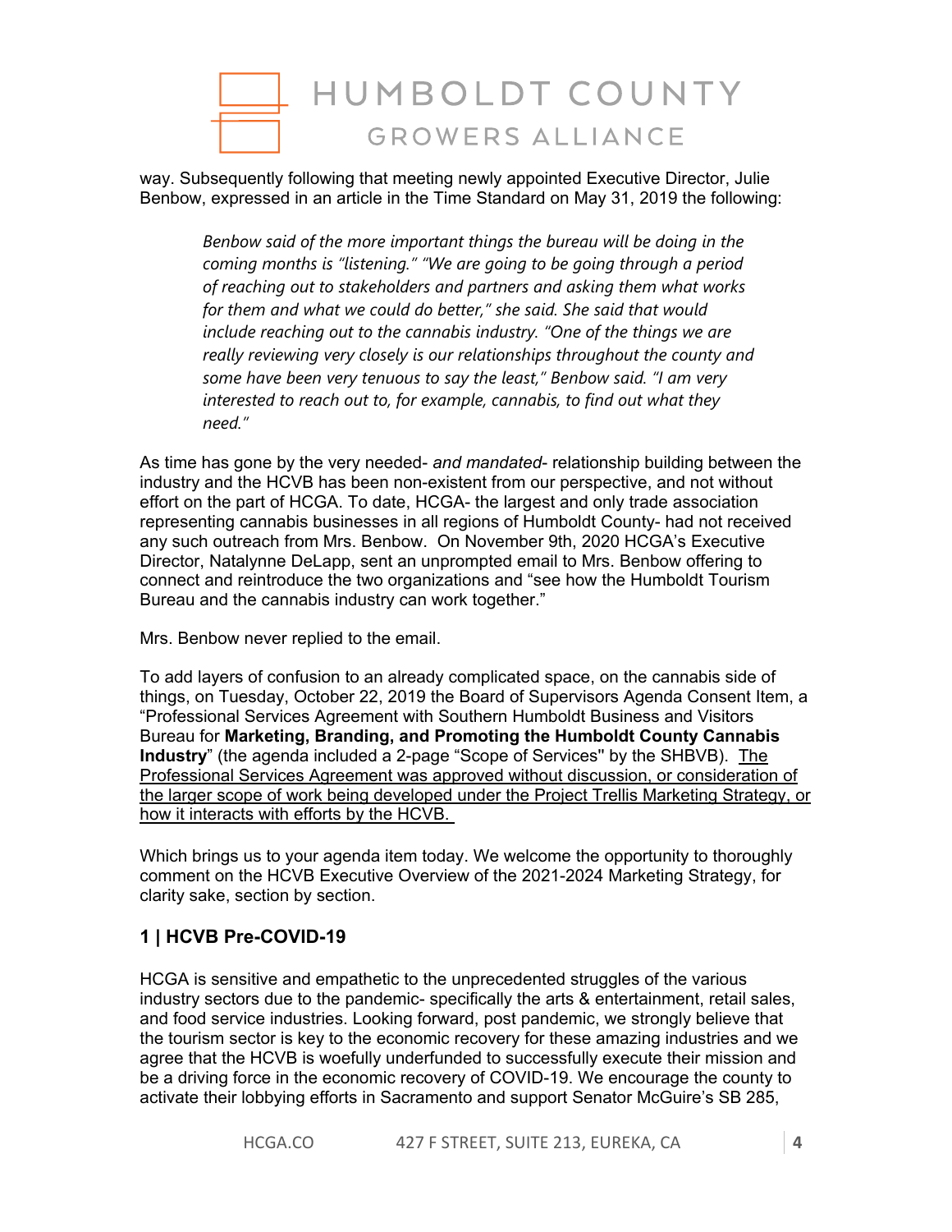way. Subsequently following that meeting newly appointed Executive Director, Julie Benbow, expressed in an article in the Time Standard on May 31, 2019 the following:

> *Benbow said of the more important things the bureau will be doing in the coming months is "listening." "We are going to be going through a period of reaching out to stakeholders and partners and asking them what works for them and what we could do better," she said. She said that would include reaching out to the cannabis industry. "One of the things we are really reviewing very closely is our relationships throughout the county and some have been very tenuous to say the least," Benbow said. "I am very interested to reach out to, for example, cannabis, to find out what they need."*

As time has gone by the very needed- *and mandated*- relationship building between the industry and the HCVB has been non-existent from our perspective, and not without effort on the part of HCGA. To date, HCGA- the largest and only trade association representing cannabis businesses in all regions of Humboldt County- had not received any such outreach from Mrs. Benbow. On November 9th, 2020 HCGA's Executive Director, Natalynne DeLapp, sent an unprompted email to Mrs. Benbow offering to connect and reintroduce the two organizations and "see how the Humboldt Tourism Bureau and the cannabis industry can work together."

Mrs. Benbow never replied to the email.

To add layers of confusion to an already complicated space, on the cannabis side of things, on Tuesday, October 22, 2019 the Board of Supervisors Agenda Consent Item, a "Professional Services Agreement with Southern Humboldt Business and Visitors Bureau for **Marketing, Branding, and Promoting the Humboldt County Cannabis Industry**" (the agenda included a 2-page "Scope of Services" by the SHBVB). <u>The Professional Services Agreement was approved without discussion, or consideration of the larger scope of work being developed under the Project Trellis Marketing Strategy, or how it interacts with efforts by the HCVB.</u>

Which brings us to your agenda item today. We welcome the opportunity to thoroughly comment on the HCVB Executive Overview of the 2021-2024 Marketing Strategy, for clarity sake, section by section.

## 1 | HCVB Pre-COVID-19

HCGA is sensitive and empathetic to the unprecedented struggles of the various industry sectors due to the pandemic- specifically the arts & entertainment, retail sales, and food service industries. Looking forward, post pandemic, we strongly believe that the tourism sector is key to the economic recovery for these amazing industries and we agree that the HCVB is woefully underfunded to successfully execute their mission and be a driving force in the economic recovery of COVID-19. We encourage the county to activate their lobbying efforts in Sacramento and support Senator McGuire's SB 285,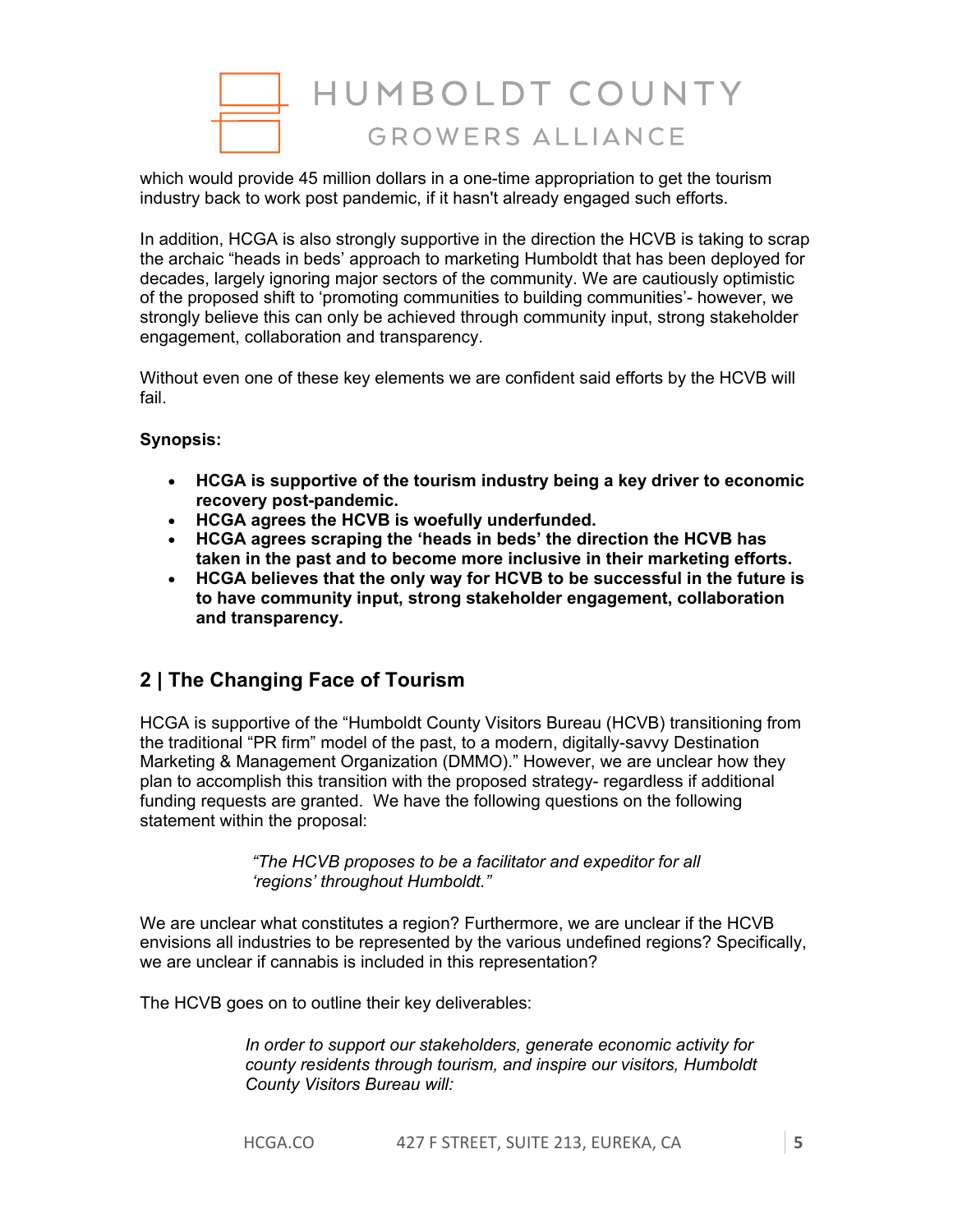which would provide 45 million dollars in a one-time appropriation to get the tourism industry back to work post pandemic, if it hasn't already engaged such efforts.

In addition, HCGA is also strongly supportive in the direction the HCVB is taking to scrap the archaic "heads in beds' approach to marketing Humboldt that has been deployed for decades, largely ignoring major sectors of the community. We are cautiously optimistic of the proposed shift to 'promoting communities to building communities'- however, we strongly believe this can only be achieved through community input, strong stakeholder engagement, collaboration and transparency.

Without even one of these key elements we are confident said efforts by the HCVB will fail.

**Synopsis:**

- **HCGA is supportive of the tourism industry being a key driver to economic recovery post-pandemic.**
- **HCGA agrees the HCVB is woefully underfunded.**
- **HCGA agrees scraping the 'heads in beds' the direction the HCVB has taken in the past and to become more inclusive in their marketing efforts.**
- **HCGA believes that the only way for HCVB to be successful in the future is to have community input, strong stakeholder engagement, collaboration and transparency.**

## 2 | The Changing Face of Tourism

HCGA is supportive of the "Humboldt County Visitors Bureau (HCVB) transitioning from the traditional "PR firm" model of the past, to a modern, digitally-savvy Destination Marketing & Management Organization (DMMO)." However, we are unclear how they plan to accomplish this transition with the proposed strategy- regardless if additional funding requests are granted. We have the following questions on the following statement within the proposal:

> *"The HCVB proposes to be a facilitator and expeditor for all 'regions' throughout Humboldt."*

We are unclear what constitutes a region? Furthermore, we are unclear if the HCVB envisions all industries to be represented by the various undefined regions? Specifically, we are unclear if cannabis is included in this representation?

The HCVB goes on to outline their key deliverables:

> *In order to support our stakeholders, generate economic activity for county residents through tourism, and inspire our visitors, Humboldt County Visitors Bureau will:*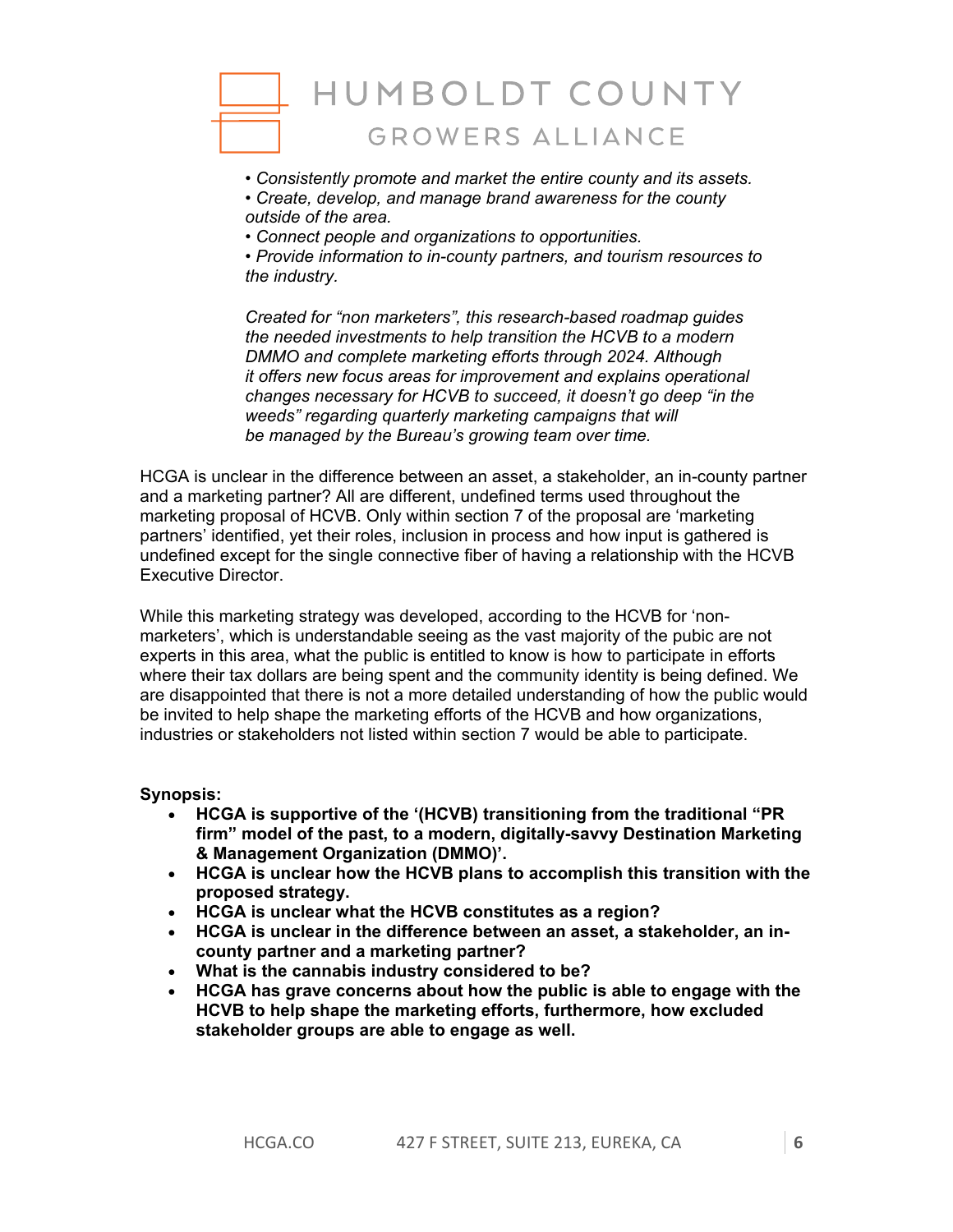*• Consistently promote and market the entire county and its assets.*
*• Create, develop, and manage brand awareness for the county outside of the area.*
*• Connect people and organizations to opportunities.*
*• Provide information to in-county partners, and tourism resources to the industry.*

*Created for "non marketers", this research-based roadmap guides the needed investments to help transition the HCVB to a modern DMMO and complete marketing efforts through 2024. Although it offers new focus areas for improvement and explains operational changes necessary for HCVB to succeed, it doesn't go deep "in the weeds" regarding quarterly marketing campaigns that will be managed by the Bureau's growing team over time.*

HCGA is unclear in the difference between an asset, a stakeholder, an in-county partner and a marketing partner? All are different, undefined terms used throughout the marketing proposal of HCVB. Only within section 7 of the proposal are 'marketing partners' identified, yet their roles, inclusion in process and how input is gathered is undefined except for the single connective fiber of having a relationship with the HCVB Executive Director.

While this marketing strategy was developed, according to the HCVB for 'non-marketers', which is understandable seeing as the vast majority of the pubic are not experts in this area, what the public is entitled to know is how to participate in efforts where their tax dollars are being spent and the community identity is being defined. We are disappointed that there is not a more detailed understanding of how the public would be invited to help shape the marketing efforts of the HCVB and how organizations, industries or stakeholders not listed within section 7 would be able to participate.

**Synopsis:**

- **HCGA is supportive of the '(HCVB) transitioning from the traditional "PR firm" model of the past, to a modern, digitally-savvy Destination Marketing & Management Organization (DMMO)'.**
- **HCGA is unclear how the HCVB plans to accomplish this transition with the proposed strategy.**
- **HCGA is unclear what the HCVB constitutes as a region?**
- **HCGA is unclear in the difference between an asset, a stakeholder, an in-county partner and a marketing partner?**
- **What is the cannabis industry considered to be?**
- **HCGA has grave concerns about how the public is able to engage with the HCVB to help shape the marketing efforts, furthermore, how excluded stakeholder groups are able to engage as well.**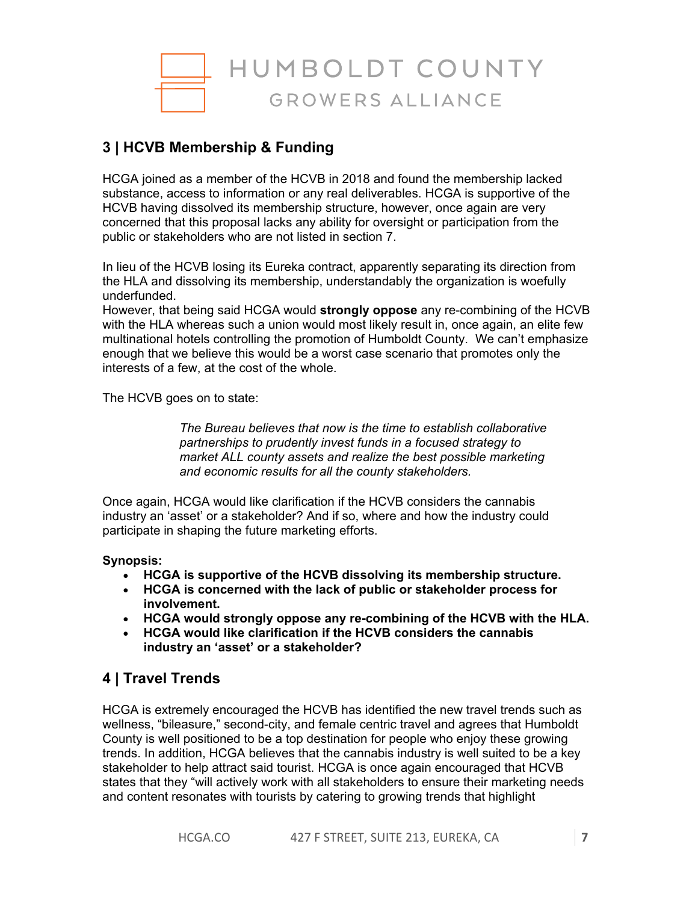## 3 | HCVB Membership & Funding

HCGA joined as a member of the HCVB in 2018 and found the membership lacked substance, access to information or any real deliverables. HCGA is supportive of the HCVB having dissolved its membership structure, however, once again are very concerned that this proposal lacks any ability for oversight or participation from the public or stakeholders who are not listed in section 7.

In lieu of the HCVB losing its Eureka contract, apparently separating its direction from the HLA and dissolving its membership, understandably the organization is woefully underfunded.
However, that being said HCGA would **strongly oppose** any re-combining of the HCVB with the HLA whereas such a union would most likely result in, once again, an elite few multinational hotels controlling the promotion of Humboldt County. We can't emphasize enough that we believe this would be a worst case scenario that promotes only the interests of a few, at the cost of the whole.

The HCVB goes on to state:

> *The Bureau believes that now is the time to establish collaborative partnerships to prudently invest funds in a focused strategy to market ALL county assets and realize the best possible marketing and economic results for all the county stakeholders.*

Once again, HCGA would like clarification if the HCVB considers the cannabis industry an 'asset' or a stakeholder? And if so, where and how the industry could participate in shaping the future marketing efforts.

**Synopsis:**

- **HCGA is supportive of the HCVB dissolving its membership structure.**
- **HCGA is concerned with the lack of public or stakeholder process for involvement.**
- **HCGA would strongly oppose any re-combining of the HCVB with the HLA.**
- **HCGA would like clarification if the HCVB considers the cannabis industry an 'asset' or a stakeholder?**

## 4 | Travel Trends

HCGA is extremely encouraged the HCVB has identified the new travel trends such as wellness, "bileasure," second-city, and female centric travel and agrees that Humboldt County is well positioned to be a top destination for people who enjoy these growing trends. In addition, HCGA believes that the cannabis industry is well suited to be a key stakeholder to help attract said tourist. HCGA is once again encouraged that HCVB states that they "will actively work with all stakeholders to ensure their marketing needs and content resonates with tourists by catering to growing trends that highlight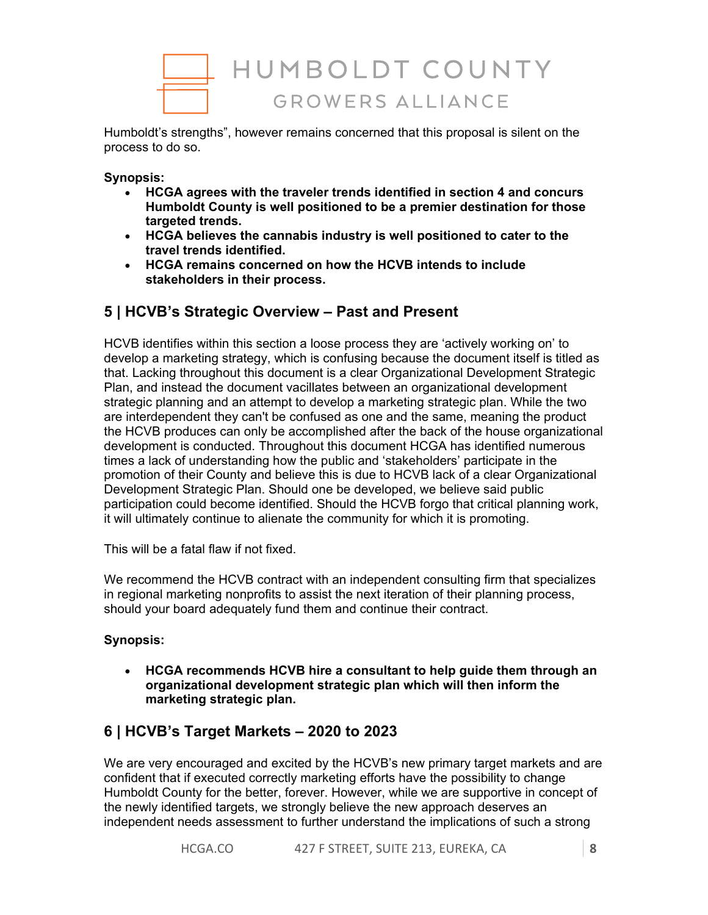Humboldt's strengths", however remains concerned that this proposal is silent on the process to do so.

**Synopsis:**

- **HCGA agrees with the traveler trends identified in section 4 and concurs Humboldt County is well positioned to be a premier destination for those targeted trends.**
- **HCGA believes the cannabis industry is well positioned to cater to the travel trends identified.**
- **HCGA remains concerned on how the HCVB intends to include stakeholders in their process.**

## 5 | HCVB's Strategic Overview – Past and Present

HCVB identifies within this section a loose process they are 'actively working on' to develop a marketing strategy, which is confusing because the document itself is titled as that. Lacking throughout this document is a clear Organizational Development Strategic Plan, and instead the document vacillates between an organizational development strategic planning and an attempt to develop a marketing strategic plan. While the two are interdependent they can't be confused as one and the same, meaning the product the HCVB produces can only be accomplished after the back of the house organizational development is conducted. Throughout this document HCGA has identified numerous times a lack of understanding how the public and 'stakeholders' participate in the promotion of their County and believe this is due to HCVB lack of a clear Organizational Development Strategic Plan. Should one be developed, we believe said public participation could become identified. Should the HCVB forgo that critical planning work, it will ultimately continue to alienate the community for which it is promoting.

This will be a fatal flaw if not fixed.

We recommend the HCVB contract with an independent consulting firm that specializes in regional marketing nonprofits to assist the next iteration of their planning process, should your board adequately fund them and continue their contract.

**Synopsis:**

- **HCGA recommends HCVB hire a consultant to help guide them through an organizational development strategic plan which will then inform the marketing strategic plan.**

## 6 | HCVB's Target Markets – 2020 to 2023

We are very encouraged and excited by the HCVB's new primary target markets and are confident that if executed correctly marketing efforts have the possibility to change Humboldt County for the better, forever. However, while we are supportive in concept of the newly identified targets, we strongly believe the new approach deserves an independent needs assessment to further understand the implications of such a strong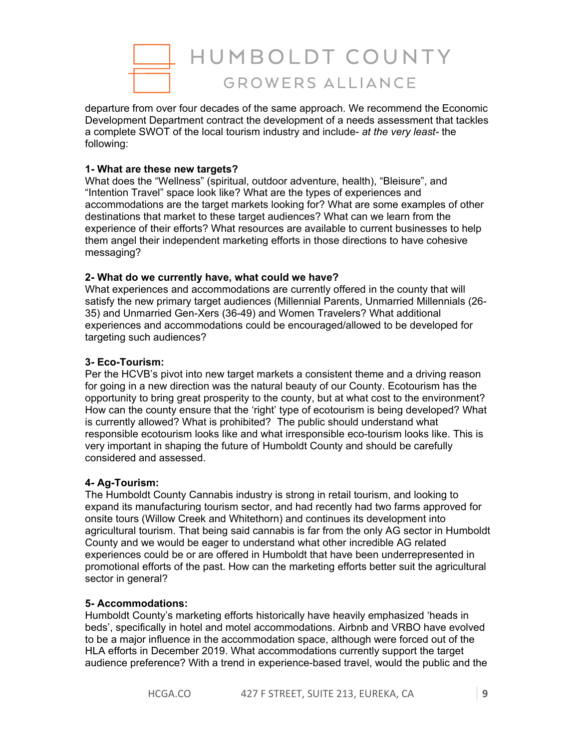departure from over four decades of the same approach. We recommend the Economic Development Department contract the development of a needs assessment that tackles a complete SWOT of the local tourism industry and include- *at the very least*- the following:

**1- What are these new targets?**
What does the "Wellness" (spiritual, outdoor adventure, health), "Bleisure", and "Intention Travel" space look like? What are the types of experiences and accommodations are the target markets looking for? What are some examples of other destinations that market to these target audiences? What can we learn from the experience of their efforts? What resources are available to current businesses to help them angel their independent marketing efforts in those directions to have cohesive messaging?

**2- What do we currently have, what could we have?**
What experiences and accommodations are currently offered in the county that will satisfy the new primary target audiences (Millennial Parents, Unmarried Millennials (26-35) and Unmarried Gen-Xers (36-49) and Women Travelers? What additional experiences and accommodations could be encouraged/allowed to be developed for targeting such audiences?

**3- Eco-Tourism:**
Per the HCVB's pivot into new target markets a consistent theme and a driving reason for going in a new direction was the natural beauty of our County. Ecotourism has the opportunity to bring great prosperity to the county, but at what cost to the environment? How can the county ensure that the 'right' type of ecotourism is being developed? What is currently allowed? What is prohibited? The public should understand what responsible ecotourism looks like and what irresponsible eco-tourism looks like. This is very important in shaping the future of Humboldt County and should be carefully considered and assessed.

**4- Ag-Tourism:**
The Humboldt County Cannabis industry is strong in retail tourism, and looking to expand its manufacturing tourism sector, and had recently had two farms approved for onsite tours (Willow Creek and Whitethorn) and continues its development into agricultural tourism. That being said cannabis is far from the only AG sector in Humboldt County and we would be eager to understand what other incredible AG related experiences could be or are offered in Humboldt that have been underrepresented in promotional efforts of the past. How can the marketing efforts better suit the agricultural sector in general?

**5- Accommodations:**
Humboldt County's marketing efforts historically have heavily emphasized 'heads in beds', specifically in hotel and motel accommodations. Airbnb and VRBO have evolved to be a major influence in the accommodation space, although were forced out of the HLA efforts in December 2019. What accommodations currently support the target audience preference? With a trend in experience-based travel, would the public and the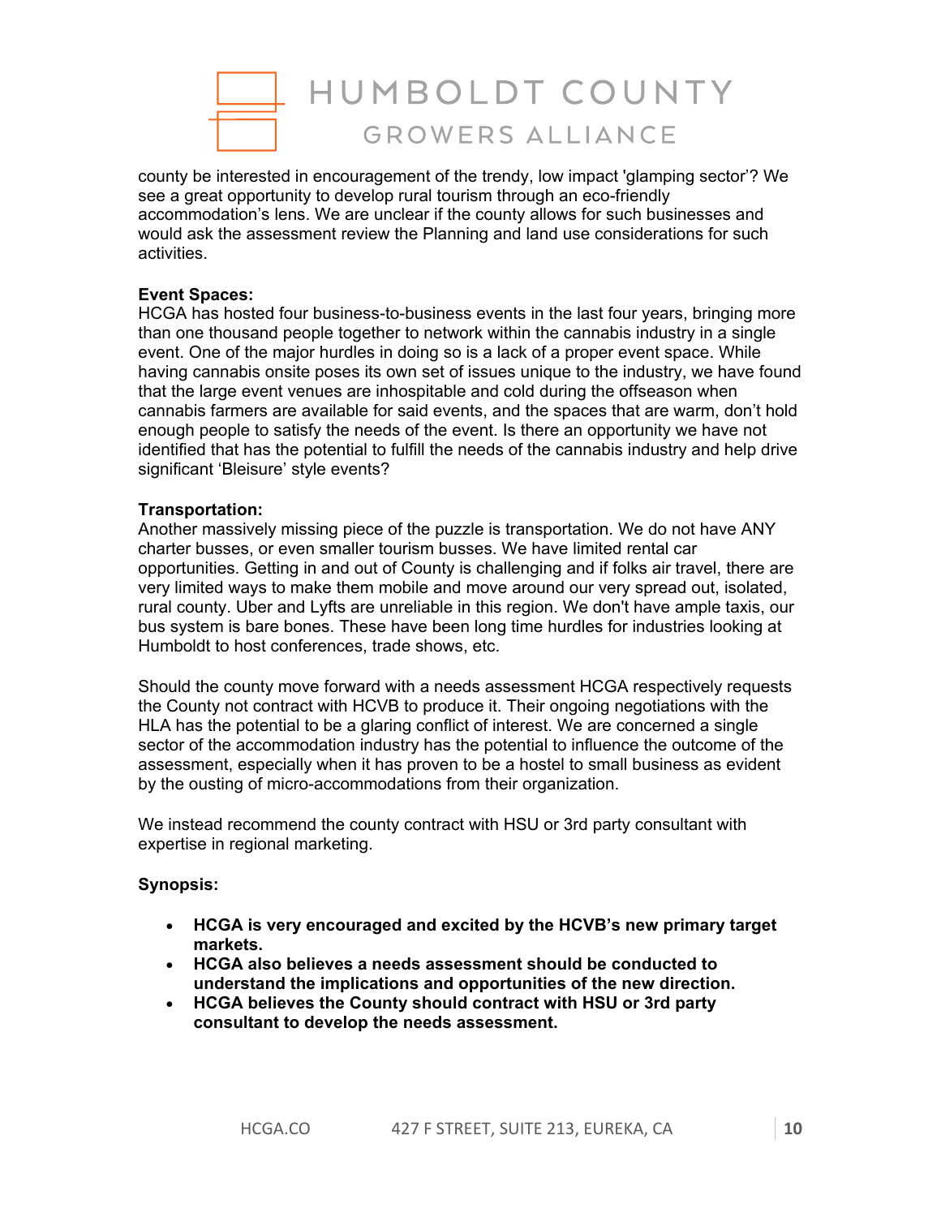county be interested in encouragement of the trendy, low impact 'glamping sector'? We see a great opportunity to develop rural tourism through an eco-friendly accommodation's lens. We are unclear if the county allows for such businesses and would ask the assessment review the Planning and land use considerations for such activities.

**Event Spaces:**
HCGA has hosted four business-to-business events in the last four years, bringing more than one thousand people together to network within the cannabis industry in a single event. One of the major hurdles in doing so is a lack of a proper event space. While having cannabis onsite poses its own set of issues unique to the industry, we have found that the large event venues are inhospitable and cold during the offseason when cannabis farmers are available for said events, and the spaces that are warm, don't hold enough people to satisfy the needs of the event. Is there an opportunity we have not identified that has the potential to fulfill the needs of the cannabis industry and help drive significant 'Bleisure' style events?

**Transportation:**
Another massively missing piece of the puzzle is transportation. We do not have ANY charter busses, or even smaller tourism busses. We have limited rental car opportunities. Getting in and out of County is challenging and if folks air travel, there are very limited ways to make them mobile and move around our very spread out, isolated, rural county. Uber and Lyfts are unreliable in this region. We don't have ample taxis, our bus system is bare bones. These have been long time hurdles for industries looking at Humboldt to host conferences, trade shows, etc.

Should the county move forward with a needs assessment HCGA respectively requests the County not contract with HCVB to produce it. Their ongoing negotiations with the HLA has the potential to be a glaring conflict of interest. We are concerned a single sector of the accommodation industry has the potential to influence the outcome of the assessment, especially when it has proven to be a hostel to small business as evident by the ousting of micro-accommodations from their organization.

We instead recommend the county contract with HSU or 3rd party consultant with expertise in regional marketing.

**Synopsis:**

- **HCGA is very encouraged and excited by the HCVB's new primary target markets.**
- **HCGA also believes a needs assessment should be conducted to understand the implications and opportunities of the new direction.**
- **HCGA believes the County should contract with HSU or 3rd party consultant to develop the needs assessment.**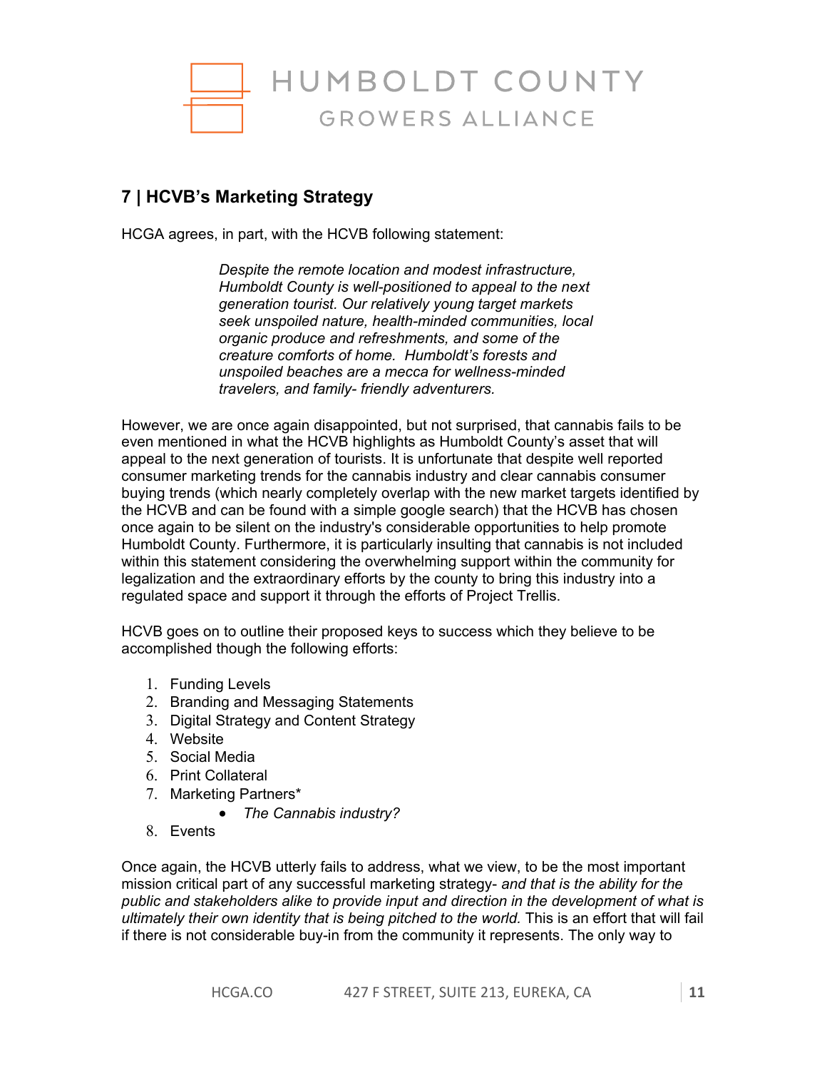## 7 | HCVB's Marketing Strategy

HCGA agrees, in part, with the HCVB following statement:

> *Despite the remote location and modest infrastructure, Humboldt County is well-positioned to appeal to the next generation tourist. Our relatively young target markets seek unspoiled nature, health-minded communities, local organic produce and refreshments, and some of the creature comforts of home. Humboldt's forests and unspoiled beaches are a mecca for wellness-minded travelers, and family- friendly adventurers.*

However, we are once again disappointed, but not surprised, that cannabis fails to be even mentioned in what the HCVB highlights as Humboldt County's asset that will appeal to the next generation of tourists. It is unfortunate that despite well reported consumer marketing trends for the cannabis industry and clear cannabis consumer buying trends (which nearly completely overlap with the new market targets identified by the HCVB and can be found with a simple google search) that the HCVB has chosen once again to be silent on the industry's considerable opportunities to help promote Humboldt County. Furthermore, it is particularly insulting that cannabis is not included within this statement considering the overwhelming support within the community for legalization and the extraordinary efforts by the county to bring this industry into a regulated space and support it through the efforts of Project Trellis.

HCVB goes on to outline their proposed keys to success which they believe to be accomplished though the following efforts:

1. Funding Levels
2. Branding and Messaging Statements
3. Digital Strategy and Content Strategy
4. Website
5. Social Media
6. Print Collateral
7. Marketing Partners*
    - *The Cannabis industry?*
8. Events

Once again, the HCVB utterly fails to address, what we view, to be the most important mission critical part of any successful marketing strategy- *and that is the ability for the public and stakeholders alike to provide input and direction in the development of what is ultimately their own identity that is being pitched to the world.* This is an effort that will fail if there is not considerable buy-in from the community it represents. The only way to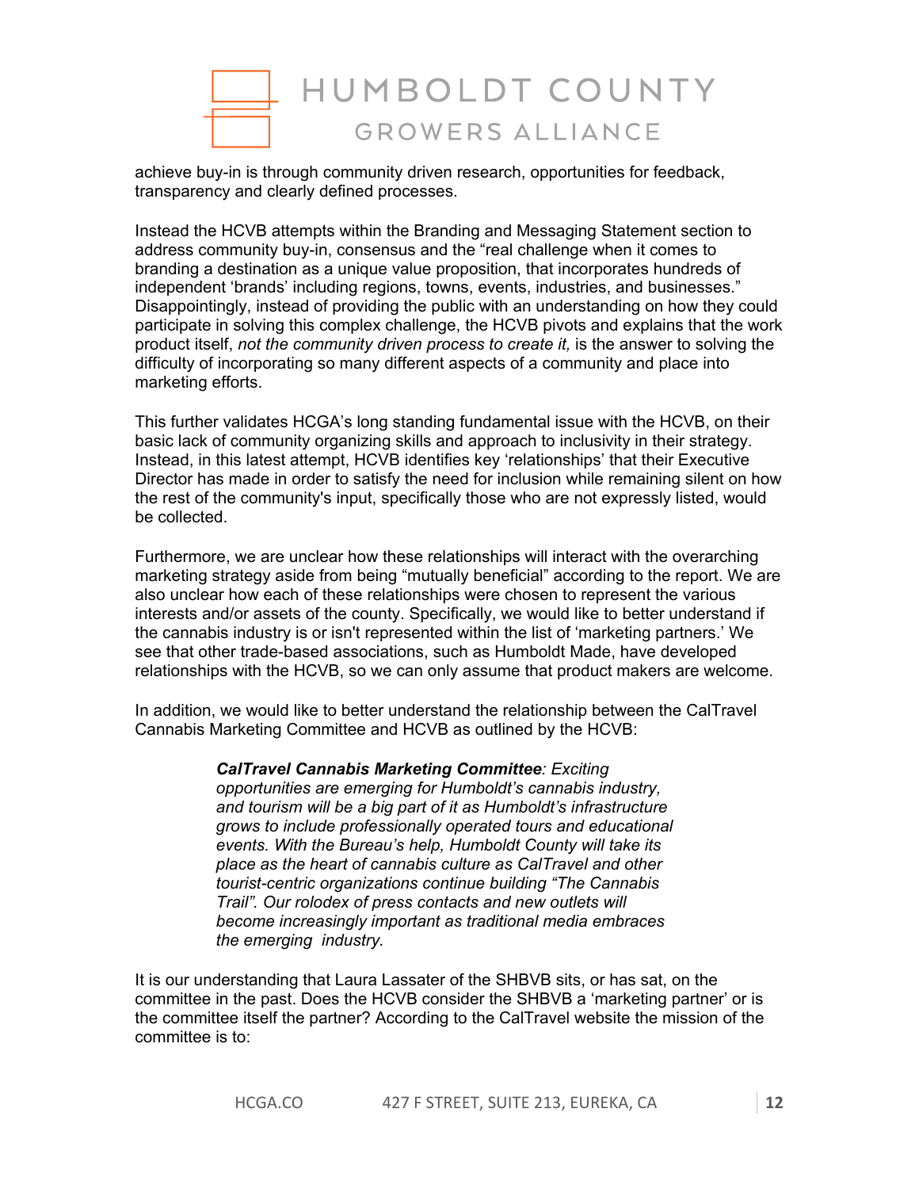achieve buy-in is through community driven research, opportunities for feedback, transparency and clearly defined processes.

Instead the HCVB attempts within the Branding and Messaging Statement section to address community buy-in, consensus and the "real challenge when it comes to branding a destination as a unique value proposition, that incorporates hundreds of independent 'brands' including regions, towns, events, industries, and businesses." Disappointingly, instead of providing the public with an understanding on how they could participate in solving this complex challenge, the HCVB pivots and explains that the work product itself, *not the community driven process to create it,* is the answer to solving the difficulty of incorporating so many different aspects of a community and place into marketing efforts.

This further validates HCGA's long standing fundamental issue with the HCVB, on their basic lack of community organizing skills and approach to inclusivity in their strategy. Instead, in this latest attempt, HCVB identifies key 'relationships' that their Executive Director has made in order to satisfy the need for inclusion while remaining silent on how the rest of the community's input, specifically those who are not expressly listed, would be collected.

Furthermore, we are unclear how these relationships will interact with the overarching marketing strategy aside from being "mutually beneficial" according to the report. We are also unclear how each of these relationships were chosen to represent the various interests and/or assets of the county. Specifically, we would like to better understand if the cannabis industry is or isn't represented within the list of 'marketing partners.' We see that other trade-based associations, such as Humboldt Made, have developed relationships with the HCVB, so we can only assume that product makers are welcome.

In addition, we would like to better understand the relationship between the CalTravel Cannabis Marketing Committee and HCVB as outlined by the HCVB:

> ***CalTravel Cannabis Marketing Committee****: Exciting opportunities are emerging for Humboldt's cannabis industry, and tourism will be a big part of it as Humboldt's infrastructure grows to include professionally operated tours and educational events. With the Bureau's help, Humboldt County will take its place as the heart of cannabis culture as CalTravel and other tourist-centric organizations continue building "The Cannabis Trail". Our rolodex of press contacts and new outlets will become increasingly important as traditional media embraces the emerging industry.*

It is our understanding that Laura Lassater of the SHBVB sits, or has sat, on the committee in the past. Does the HCVB consider the SHBVB a 'marketing partner' or is the committee itself the partner? According to the CalTravel website the mission of the committee is to: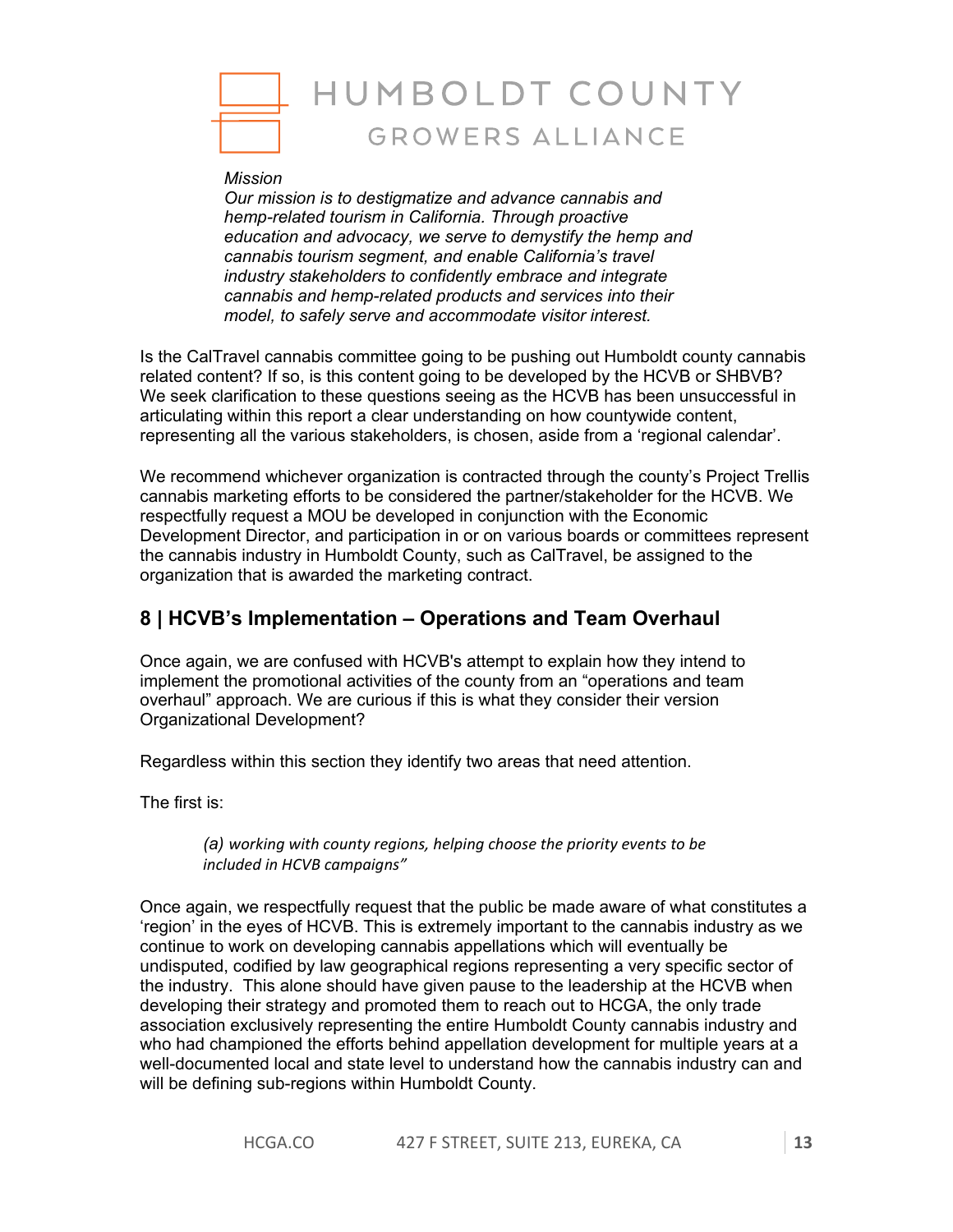*Mission*
*Our mission is to destigmatize and advance cannabis and hemp-related tourism in California. Through proactive education and advocacy, we serve to demystify the hemp and cannabis tourism segment, and enable California's travel industry stakeholders to confidently embrace and integrate cannabis and hemp-related products and services into their model, to safely serve and accommodate visitor interest.*

Is the CalTravel cannabis committee going to be pushing out Humboldt county cannabis related content? If so, is this content going to be developed by the HCVB or SHBVB? We seek clarification to these questions seeing as the HCVB has been unsuccessful in articulating within this report a clear understanding on how countywide content, representing all the various stakeholders, is chosen, aside from a 'regional calendar'.

We recommend whichever organization is contracted through the county's Project Trellis cannabis marketing efforts to be considered the partner/stakeholder for the HCVB. We respectfully request a MOU be developed in conjunction with the Economic Development Director, and participation in or on various boards or committees represent the cannabis industry in Humboldt County, such as CalTravel, be assigned to the organization that is awarded the marketing contract.

## 8 | HCVB's Implementation – Operations and Team Overhaul

Once again, we are confused with HCVB's attempt to explain how they intend to implement the promotional activities of the county from an "operations and team overhaul" approach. We are curious if this is what they consider their version Organizational Development?

Regardless within this section they identify two areas that need attention.

The first is:

> *(a) working with county regions, helping choose the priority events to be included in HCVB campaigns"*

Once again, we respectfully request that the public be made aware of what constitutes a 'region' in the eyes of HCVB. This is extremely important to the cannabis industry as we continue to work on developing cannabis appellations which will eventually be undisputed, codified by law geographical regions representing a very specific sector of the industry. This alone should have given pause to the leadership at the HCVB when developing their strategy and promoted them to reach out to HCGA, the only trade association exclusively representing the entire Humboldt County cannabis industry and who had championed the efforts behind appellation development for multiple years at a well-documented local and state level to understand how the cannabis industry can and will be defining sub-regions within Humboldt County.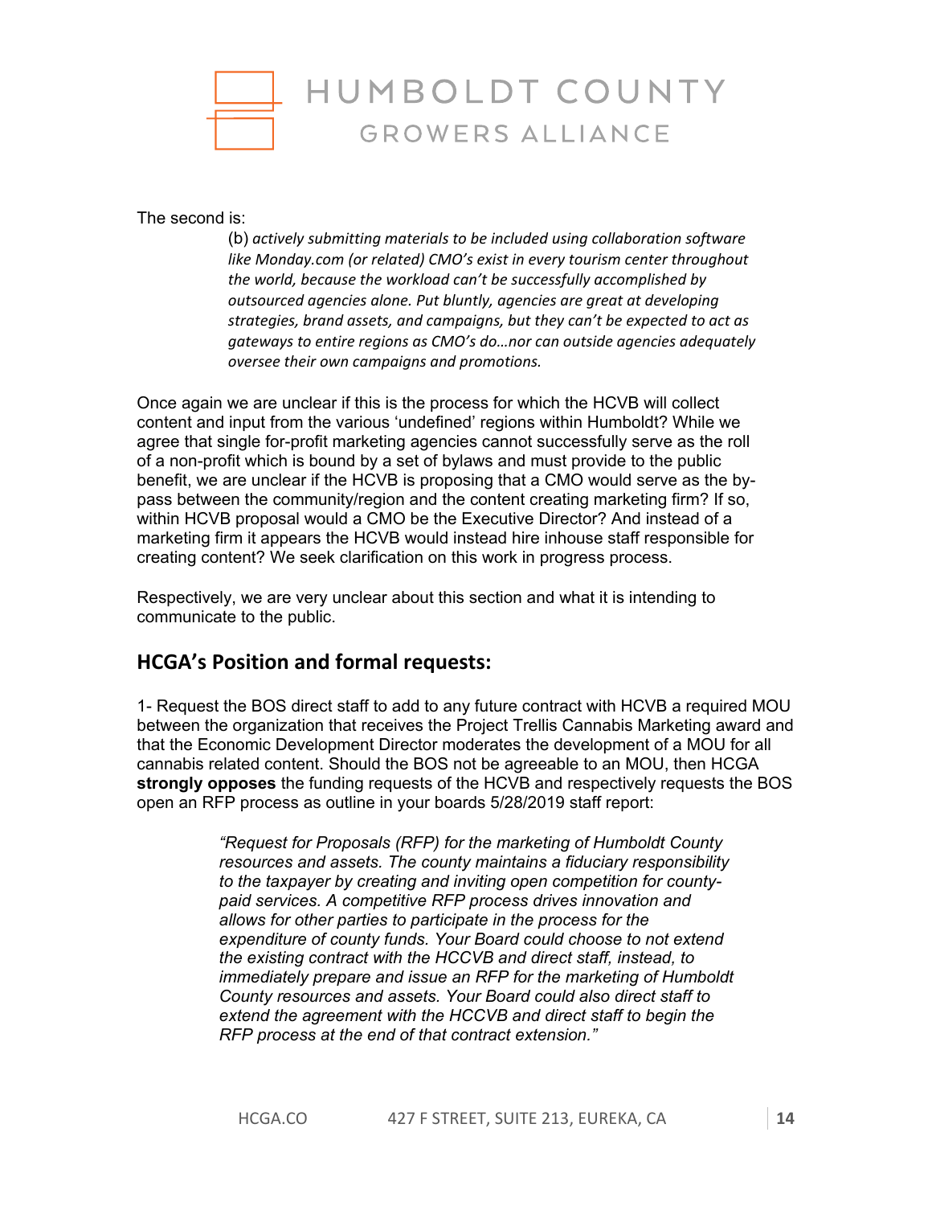The second is:

> (b) *actively submitting materials to be included using collaboration software like Monday.com (or related) CMO's exist in every tourism center throughout the world, because the workload can't be successfully accomplished by outsourced agencies alone. Put bluntly, agencies are great at developing strategies, brand assets, and campaigns, but they can't be expected to act as gateways to entire regions as CMO's do…nor can outside agencies adequately oversee their own campaigns and promotions.*

Once again we are unclear if this is the process for which the HCVB will collect content and input from the various 'undefined' regions within Humboldt? While we agree that single for-profit marketing agencies cannot successfully serve as the roll of a non-profit which is bound by a set of bylaws and must provide to the public benefit, we are unclear if the HCVB is proposing that a CMO would serve as the by-pass between the community/region and the content creating marketing firm? If so, within HCVB proposal would a CMO be the Executive Director? And instead of a marketing firm it appears the HCVB would instead hire inhouse staff responsible for creating content? We seek clarification on this work in progress process.

Respectively, we are very unclear about this section and what it is intending to communicate to the public.

## HCGA's Position and formal requests:

1- Request the BOS direct staff to add to any future contract with HCVB a required MOU between the organization that receives the Project Trellis Cannabis Marketing award and that the Economic Development Director moderates the development of a MOU for all cannabis related content. Should the BOS not be agreeable to an MOU, then HCGA **strongly opposes** the funding requests of the HCVB and respectively requests the BOS open an RFP process as outline in your boards 5/28/2019 staff report:

> *"Request for Proposals (RFP) for the marketing of Humboldt County resources and assets. The county maintains a fiduciary responsibility to the taxpayer by creating and inviting open competition for county-paid services. A competitive RFP process drives innovation and allows for other parties to participate in the process for the expenditure of county funds. Your Board could choose to not extend the existing contract with the HCCVB and direct staff, instead, to immediately prepare and issue an RFP for the marketing of Humboldt County resources and assets. Your Board could also direct staff to extend the agreement with the HCCVB and direct staff to begin the RFP process at the end of that contract extension."*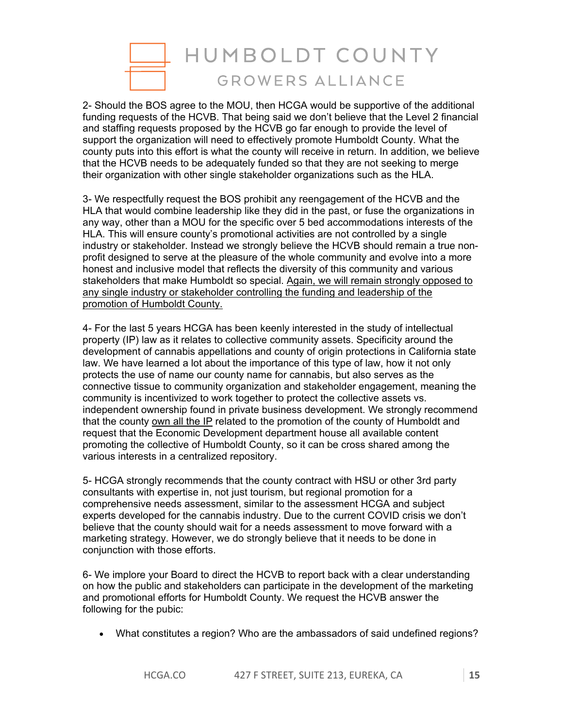2- Should the BOS agree to the MOU, then HCGA would be supportive of the additional funding requests of the HCVB. That being said we don't believe that the Level 2 financial and staffing requests proposed by the HCVB go far enough to provide the level of support the organization will need to effectively promote Humboldt County. What the county puts into this effort is what the county will receive in return. In addition, we believe that the HCVB needs to be adequately funded so that they are not seeking to merge their organization with other single stakeholder organizations such as the HLA.

3- We respectfully request the BOS prohibit any reengagement of the HCVB and the HLA that would combine leadership like they did in the past, or fuse the organizations in any way, other than a MOU for the specific over 5 bed accommodations interests of the HLA. This will ensure county's promotional activities are not controlled by a single industry or stakeholder. Instead we strongly believe the HCVB should remain a true non-profit designed to serve at the pleasure of the whole community and evolve into a more honest and inclusive model that reflects the diversity of this community and various stakeholders that make Humboldt so special. <u>Again, we will remain strongly opposed to any single industry or stakeholder controlling the funding and leadership of the promotion of Humboldt County.</u>

4- For the last 5 years HCGA has been keenly interested in the study of intellectual property (IP) law as it relates to collective community assets. Specificity around the development of cannabis appellations and county of origin protections in California state law. We have learned a lot about the importance of this type of law, how it not only protects the use of name our county name for cannabis, but also serves as the connective tissue to community organization and stakeholder engagement, meaning the community is incentivized to work together to protect the collective assets vs. independent ownership found in private business development. We strongly recommend that the county <u>own all the IP</u> related to the promotion of the county of Humboldt and request that the Economic Development department house all available content promoting the collective of Humboldt County, so it can be cross shared among the various interests in a centralized repository.

5- HCGA strongly recommends that the county contract with HSU or other 3rd party consultants with expertise in, not just tourism, but regional promotion for a comprehensive needs assessment, similar to the assessment HCGA and subject experts developed for the cannabis industry. Due to the current COVID crisis we don't believe that the county should wait for a needs assessment to move forward with a marketing strategy. However, we do strongly believe that it needs to be done in conjunction with those efforts.

6- We implore your Board to direct the HCVB to report back with a clear understanding on how the public and stakeholders can participate in the development of the marketing and promotional efforts for Humboldt County. We request the HCVB answer the following for the pubic:

- What constitutes a region? Who are the ambassadors of said undefined regions?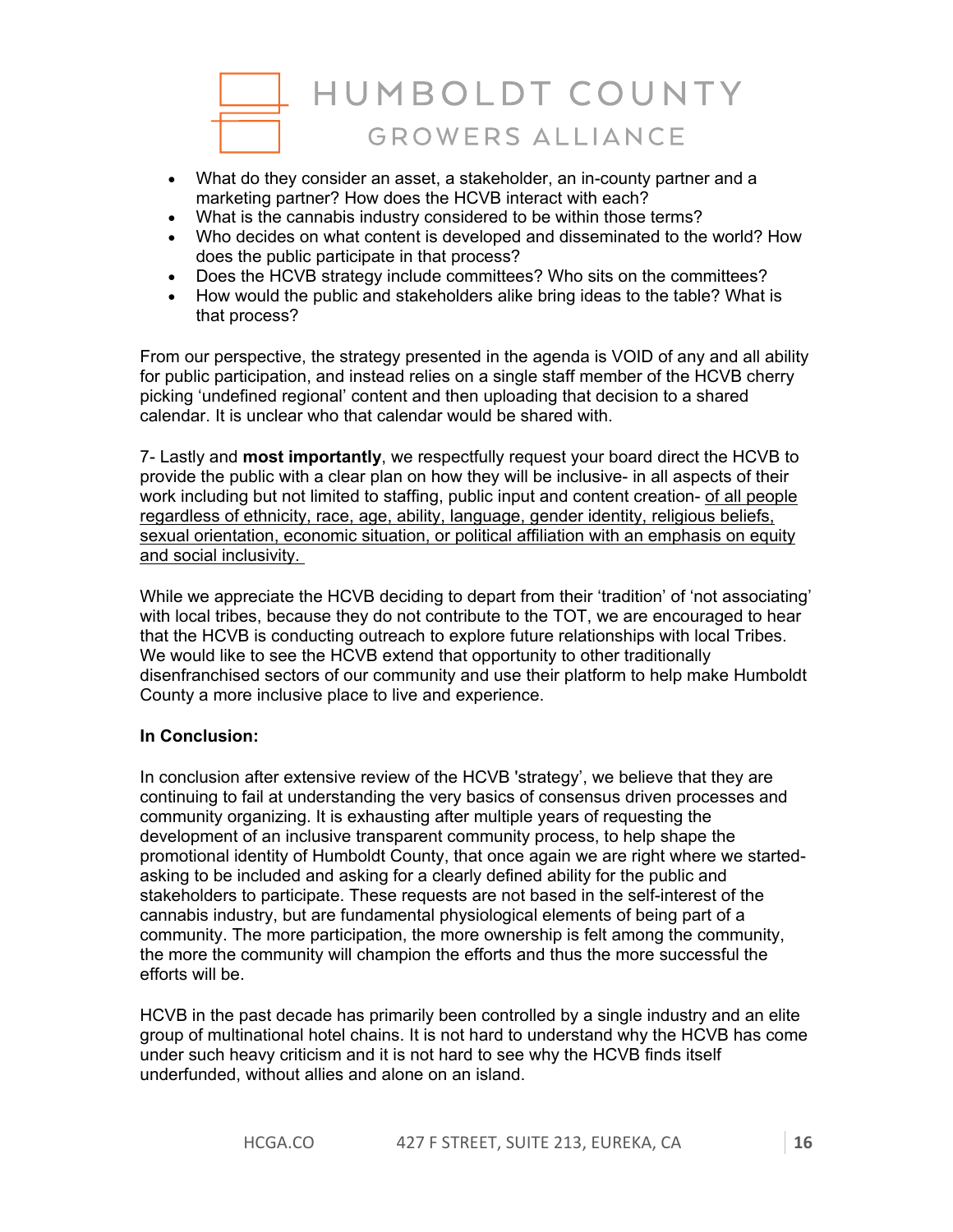- What do they consider an asset, a stakeholder, an in-county partner and a marketing partner? How does the HCVB interact with each?
- What is the cannabis industry considered to be within those terms?
- Who decides on what content is developed and disseminated to the world? How does the public participate in that process?
- Does the HCVB strategy include committees? Who sits on the committees?
- How would the public and stakeholders alike bring ideas to the table? What is that process?

From our perspective, the strategy presented in the agenda is VOID of any and all ability for public participation, and instead relies on a single staff member of the HCVB cherry picking 'undefined regional' content and then uploading that decision to a shared calendar. It is unclear who that calendar would be shared with.

7- Lastly and **most importantly**, we respectfully request your board direct the HCVB to provide the public with a clear plan on how they will be inclusive- in all aspects of their work including but not limited to staffing, public input and content creation- <u>of all people regardless of ethnicity, race, age, ability, language, gender identity, religious beliefs, sexual orientation, economic situation, or political affiliation with an emphasis on equity and social inclusivity.</u>

While we appreciate the HCVB deciding to depart from their 'tradition' of 'not associating' with local tribes, because they do not contribute to the TOT, we are encouraged to hear that the HCVB is conducting outreach to explore future relationships with local Tribes. We would like to see the HCVB extend that opportunity to other traditionally disenfranchised sectors of our community and use their platform to help make Humboldt County a more inclusive place to live and experience.

**In Conclusion:**

In conclusion after extensive review of the HCVB 'strategy', we believe that they are continuing to fail at understanding the very basics of consensus driven processes and community organizing. It is exhausting after multiple years of requesting the development of an inclusive transparent community process, to help shape the promotional identity of Humboldt County, that once again we are right where we started- asking to be included and asking for a clearly defined ability for the public and stakeholders to participate. These requests are not based in the self-interest of the cannabis industry, but are fundamental physiological elements of being part of a community. The more participation, the more ownership is felt among the community, the more the community will champion the efforts and thus the more successful the efforts will be.

HCVB in the past decade has primarily been controlled by a single industry and an elite group of multinational hotel chains. It is not hard to understand why the HCVB has come under such heavy criticism and it is not hard to see why the HCVB finds itself underfunded, without allies and alone on an island.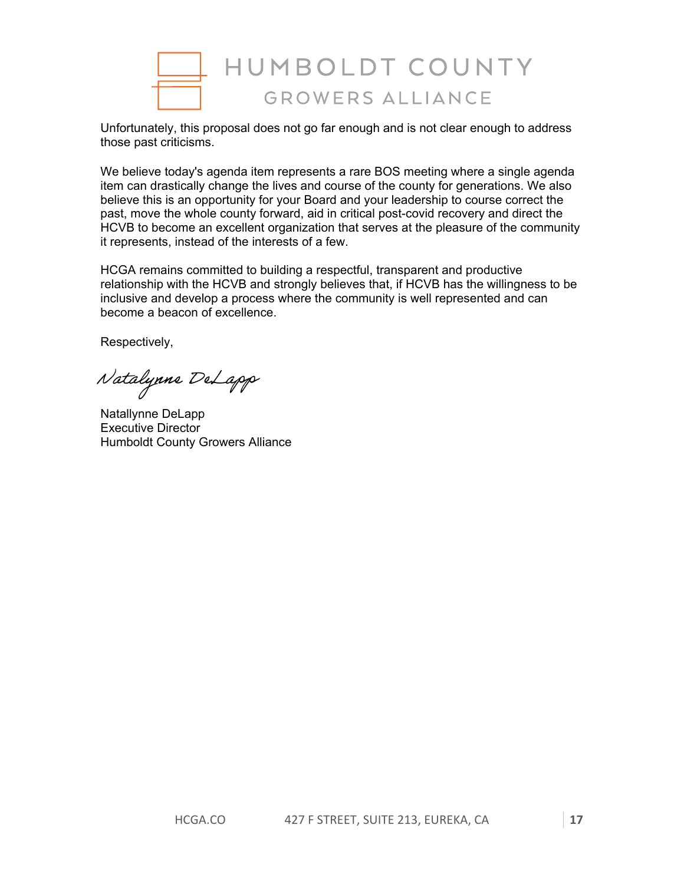Unfortunately, this proposal does not go far enough and is not clear enough to address those past criticisms.

We believe today's agenda item represents a rare BOS meeting where a single agenda item can drastically change the lives and course of the county for generations. We also believe this is an opportunity for your Board and your leadership to course correct the past, move the whole county forward, aid in critical post-covid recovery and direct the HCVB to become an excellent organization that serves at the pleasure of the community it represents, instead of the interests of a few.

HCGA remains committed to building a respectful, transparent and productive relationship with the HCVB and strongly believes that, if HCVB has the willingness to be inclusive and develop a process where the community is well represented and can become a beacon of excellence.

Respectively,

*Natalynne DeLapp*

Natallynne DeLapp
Executive Director
Humboldt County Growers Alliance